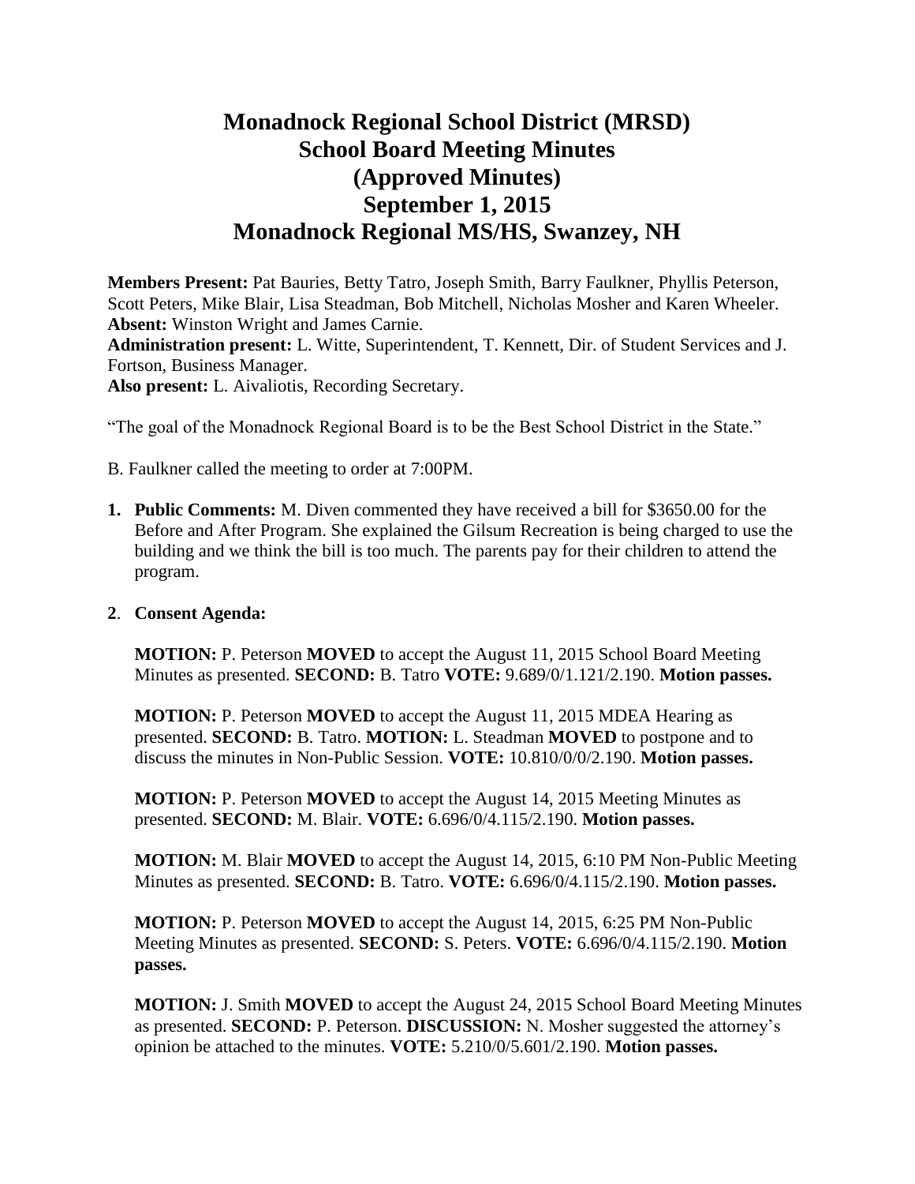# Monadnock Regional School District (MRSD)
# School Board Meeting Minutes
# (Approved Minutes)
# September 1, 2015
# Monadnock Regional MS/HS, Swanzey, NH

**Members Present:** Pat Bauries, Betty Tatro, Joseph Smith, Barry Faulkner, Phyllis Peterson, Scott Peters, Mike Blair, Lisa Steadman, Bob Mitchell, Nicholas Mosher and Karen Wheeler.
**Absent:** Winston Wright and James Carnie.
**Administration present:** L. Witte, Superintendent, T. Kennett, Dir. of Student Services and J. Fortson, Business Manager.
**Also present:** L. Aivaliotis, Recording Secretary.

"The goal of the Monadnock Regional Board is to be the Best School District in the State."

B. Faulkner called the meeting to order at 7:00PM.

1. **Public Comments:** M. Diven commented they have received a bill for $3650.00 for the Before and After Program. She explained the Gilsum Recreation is being charged to use the building and we think the bill is too much. The parents pay for their children to attend the program.

2. **Consent Agenda:**

   **MOTION:** P. Peterson **MOVED** to accept the August 11, 2015 School Board Meeting Minutes as presented. **SECOND:** B. Tatro **VOTE:** 9.689/0/1.121/2.190. **Motion passes.**

   **MOTION:** P. Peterson **MOVED** to accept the August 11, 2015 MDEA Hearing as presented. **SECOND:** B. Tatro. **MOTION:** L. Steadman **MOVED** to postpone and to discuss the minutes in Non-Public Session. **VOTE:** 10.810/0/0/2.190. **Motion passes.**

   **MOTION:** P. Peterson **MOVED** to accept the August 14, 2015 Meeting Minutes as presented. **SECOND:** M. Blair. **VOTE:** 6.696/0/4.115/2.190. **Motion passes.**

   **MOTION:** M. Blair **MOVED** to accept the August 14, 2015, 6:10 PM Non-Public Meeting Minutes as presented. **SECOND:** B. Tatro. **VOTE:** 6.696/0/4.115/2.190. **Motion passes.**

   **MOTION:** P. Peterson **MOVED** to accept the August 14, 2015, 6:25 PM Non-Public Meeting Minutes as presented. **SECOND:** S. Peters. **VOTE:** 6.696/0/4.115/2.190. **Motion passes.**

   **MOTION:** J. Smith **MOVED** to accept the August 24, 2015 School Board Meeting Minutes as presented. **SECOND:** P. Peterson. **DISCUSSION:** N. Mosher suggested the attorney's opinion be attached to the minutes. **VOTE:** 5.210/0/5.601/2.190. **Motion passes.**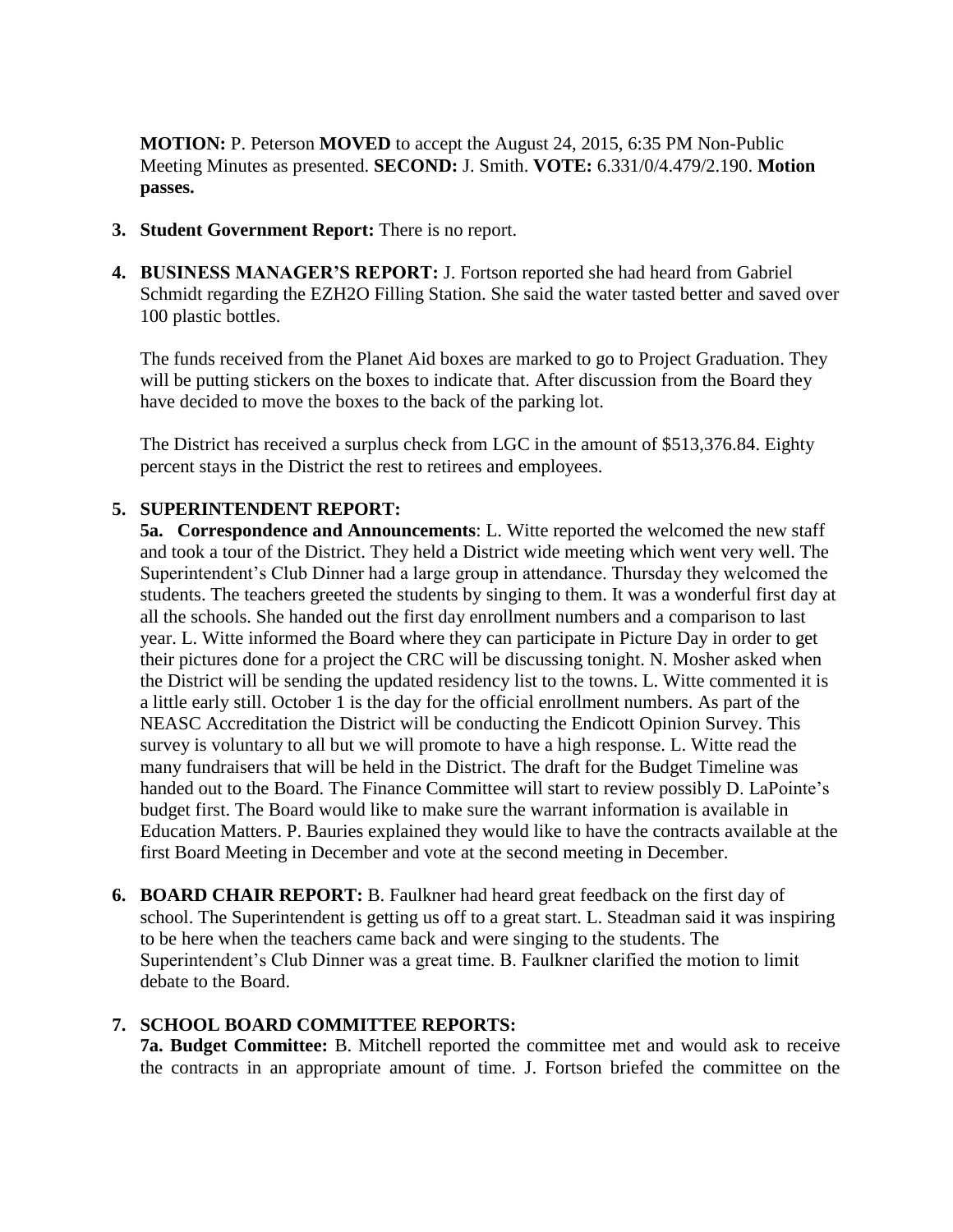**MOTION:** P. Peterson **MOVED** to accept the August 24, 2015, 6:35 PM Non-Public Meeting Minutes as presented. **SECOND:** J. Smith. **VOTE:** 6.331/0/4.479/2.190. **Motion passes.**

3. **Student Government Report:** There is no report.

4. **BUSINESS MANAGER'S REPORT:** J. Fortson reported she had heard from Gabriel Schmidt regarding the EZH2O Filling Station. She said the water tasted better and saved over 100 plastic bottles.

   The funds received from the Planet Aid boxes are marked to go to Project Graduation. They will be putting stickers on the boxes to indicate that. After discussion from the Board they have decided to move the boxes to the back of the parking lot.

   The District has received a surplus check from LGC in the amount of $513,376.84. Eighty percent stays in the District the rest to retirees and employees.

5. **SUPERINTENDENT REPORT:**

   **5a. Correspondence and Announcements**: L. Witte reported the welcomed the new staff and took a tour of the District. They held a District wide meeting which went very well. The Superintendent's Club Dinner had a large group in attendance. Thursday they welcomed the students. The teachers greeted the students by singing to them. It was a wonderful first day at all the schools. She handed out the first day enrollment numbers and a comparison to last year. L. Witte informed the Board where they can participate in Picture Day in order to get their pictures done for a project the CRC will be discussing tonight. N. Mosher asked when the District will be sending the updated residency list to the towns. L. Witte commented it is a little early still. October 1 is the day for the official enrollment numbers. As part of the NEASC Accreditation the District will be conducting the Endicott Opinion Survey. This survey is voluntary to all but we will promote to have a high response. L. Witte read the many fundraisers that will be held in the District. The draft for the Budget Timeline was handed out to the Board. The Finance Committee will start to review possibly D. LaPointe's budget first. The Board would like to make sure the warrant information is available in Education Matters. P. Bauries explained they would like to have the contracts available at the first Board Meeting in December and vote at the second meeting in December.

6. **BOARD CHAIR REPORT:** B. Faulkner had heard great feedback on the first day of school. The Superintendent is getting us off to a great start. L. Steadman said it was inspiring to be here when the teachers came back and were singing to the students. The Superintendent's Club Dinner was a great time. B. Faulkner clarified the motion to limit debate to the Board.

7. **SCHOOL BOARD COMMITTEE REPORTS:**

   **7a. Budget Committee:** B. Mitchell reported the committee met and would ask to receive the contracts in an appropriate amount of time. J. Fortson briefed the committee on the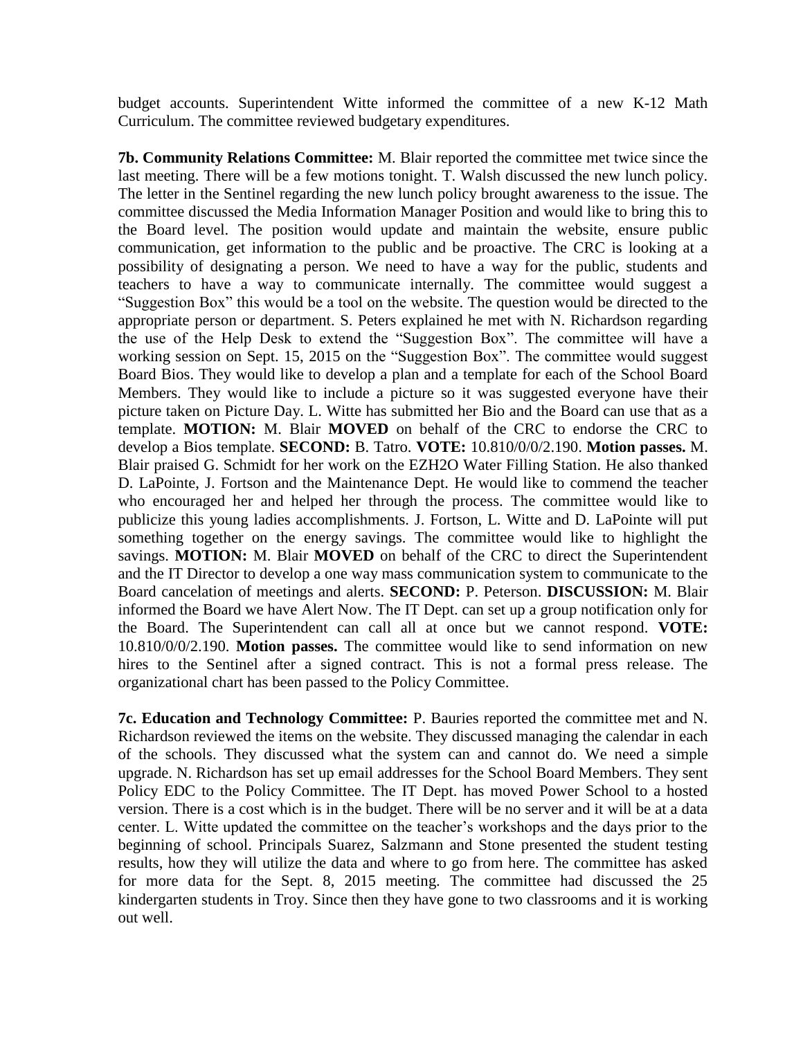budget accounts. Superintendent Witte informed the committee of a new K-12 Math Curriculum. The committee reviewed budgetary expenditures.

**7b. Community Relations Committee:** M. Blair reported the committee met twice since the last meeting. There will be a few motions tonight. T. Walsh discussed the new lunch policy. The letter in the Sentinel regarding the new lunch policy brought awareness to the issue. The committee discussed the Media Information Manager Position and would like to bring this to the Board level. The position would update and maintain the website, ensure public communication, get information to the public and be proactive. The CRC is looking at a possibility of designating a person. We need to have a way for the public, students and teachers to have a way to communicate internally. The committee would suggest a "Suggestion Box" this would be a tool on the website. The question would be directed to the appropriate person or department. S. Peters explained he met with N. Richardson regarding the use of the Help Desk to extend the "Suggestion Box". The committee will have a working session on Sept. 15, 2015 on the "Suggestion Box". The committee would suggest Board Bios. They would like to develop a plan and a template for each of the School Board Members. They would like to include a picture so it was suggested everyone have their picture taken on Picture Day. L. Witte has submitted her Bio and the Board can use that as a template. **MOTION:** M. Blair **MOVED** on behalf of the CRC to endorse the CRC to develop a Bios template. **SECOND:** B. Tatro. **VOTE:** 10.810/0/0/2.190. **Motion passes.** M. Blair praised G. Schmidt for her work on the EZH2O Water Filling Station. He also thanked D. LaPointe, J. Fortson and the Maintenance Dept. He would like to commend the teacher who encouraged her and helped her through the process. The committee would like to publicize this young ladies accomplishments. J. Fortson, L. Witte and D. LaPointe will put something together on the energy savings. The committee would like to highlight the savings. **MOTION:** M. Blair **MOVED** on behalf of the CRC to direct the Superintendent and the IT Director to develop a one way mass communication system to communicate to the Board cancelation of meetings and alerts. **SECOND:** P. Peterson. **DISCUSSION:** M. Blair informed the Board we have Alert Now. The IT Dept. can set up a group notification only for the Board. The Superintendent can call all at once but we cannot respond. **VOTE:** 10.810/0/0/2.190. **Motion passes.** The committee would like to send information on new hires to the Sentinel after a signed contract. This is not a formal press release. The organizational chart has been passed to the Policy Committee.

**7c. Education and Technology Committee:** P. Bauries reported the committee met and N. Richardson reviewed the items on the website. They discussed managing the calendar in each of the schools. They discussed what the system can and cannot do. We need a simple upgrade. N. Richardson has set up email addresses for the School Board Members. They sent Policy EDC to the Policy Committee. The IT Dept. has moved Power School to a hosted version. There is a cost which is in the budget. There will be no server and it will be at a data center. L. Witte updated the committee on the teacher's workshops and the days prior to the beginning of school. Principals Suarez, Salzmann and Stone presented the student testing results, how they will utilize the data and where to go from here. The committee has asked for more data for the Sept. 8, 2015 meeting. The committee had discussed the 25 kindergarten students in Troy. Since then they have gone to two classrooms and it is working out well.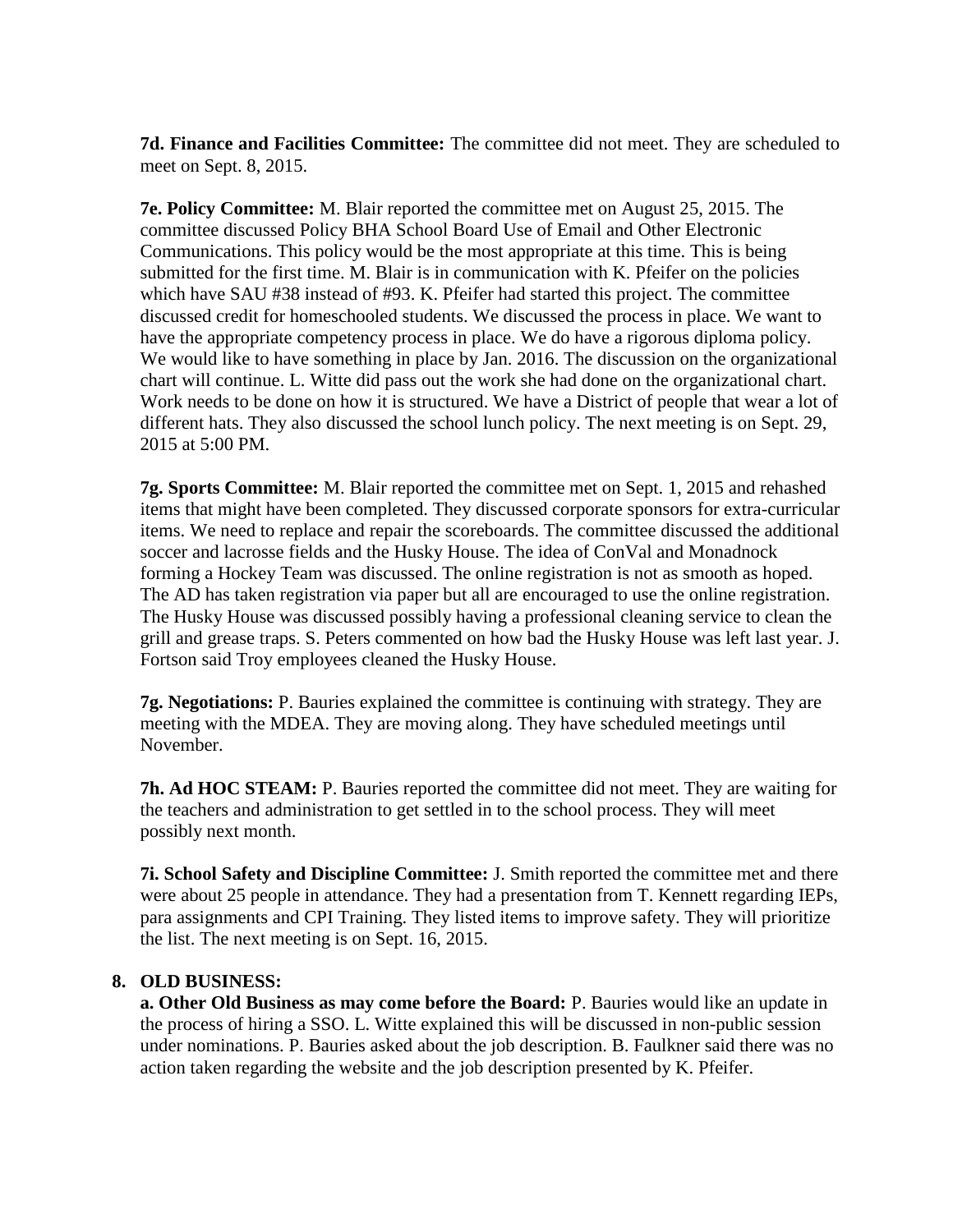**7d. Finance and Facilities Committee:** The committee did not meet. They are scheduled to meet on Sept. 8, 2015.

**7e. Policy Committee:** M. Blair reported the committee met on August 25, 2015. The committee discussed Policy BHA School Board Use of Email and Other Electronic Communications. This policy would be the most appropriate at this time. This is being submitted for the first time. M. Blair is in communication with K. Pfeifer on the policies which have SAU #38 instead of #93. K. Pfeifer had started this project. The committee discussed credit for homeschooled students. We discussed the process in place. We want to have the appropriate competency process in place. We do have a rigorous diploma policy. We would like to have something in place by Jan. 2016. The discussion on the organizational chart will continue. L. Witte did pass out the work she had done on the organizational chart. Work needs to be done on how it is structured. We have a District of people that wear a lot of different hats. They also discussed the school lunch policy. The next meeting is on Sept. 29, 2015 at 5:00 PM.

**7g. Sports Committee:** M. Blair reported the committee met on Sept. 1, 2015 and rehashed items that might have been completed. They discussed corporate sponsors for extra-curricular items. We need to replace and repair the scoreboards. The committee discussed the additional soccer and lacrosse fields and the Husky House. The idea of ConVal and Monadnock forming a Hockey Team was discussed. The online registration is not as smooth as hoped. The AD has taken registration via paper but all are encouraged to use the online registration. The Husky House was discussed possibly having a professional cleaning service to clean the grill and grease traps. S. Peters commented on how bad the Husky House was left last year. J. Fortson said Troy employees cleaned the Husky House.

**7g. Negotiations:** P. Bauries explained the committee is continuing with strategy. They are meeting with the MDEA. They are moving along. They have scheduled meetings until November.

**7h. Ad HOC STEAM:** P. Bauries reported the committee did not meet. They are waiting for the teachers and administration to get settled in to the school process. They will meet possibly next month.

**7i. School Safety and Discipline Committee:** J. Smith reported the committee met and there were about 25 people in attendance. They had a presentation from T. Kennett regarding IEPs, para assignments and CPI Training. They listed items to improve safety. They will prioritize the list. The next meeting is on Sept. 16, 2015.

**8. OLD BUSINESS:**

**a. Other Old Business as may come before the Board:** P. Bauries would like an update in the process of hiring a SSO. L. Witte explained this will be discussed in non-public session under nominations. P. Bauries asked about the job description. B. Faulkner said there was no action taken regarding the website and the job description presented by K. Pfeifer.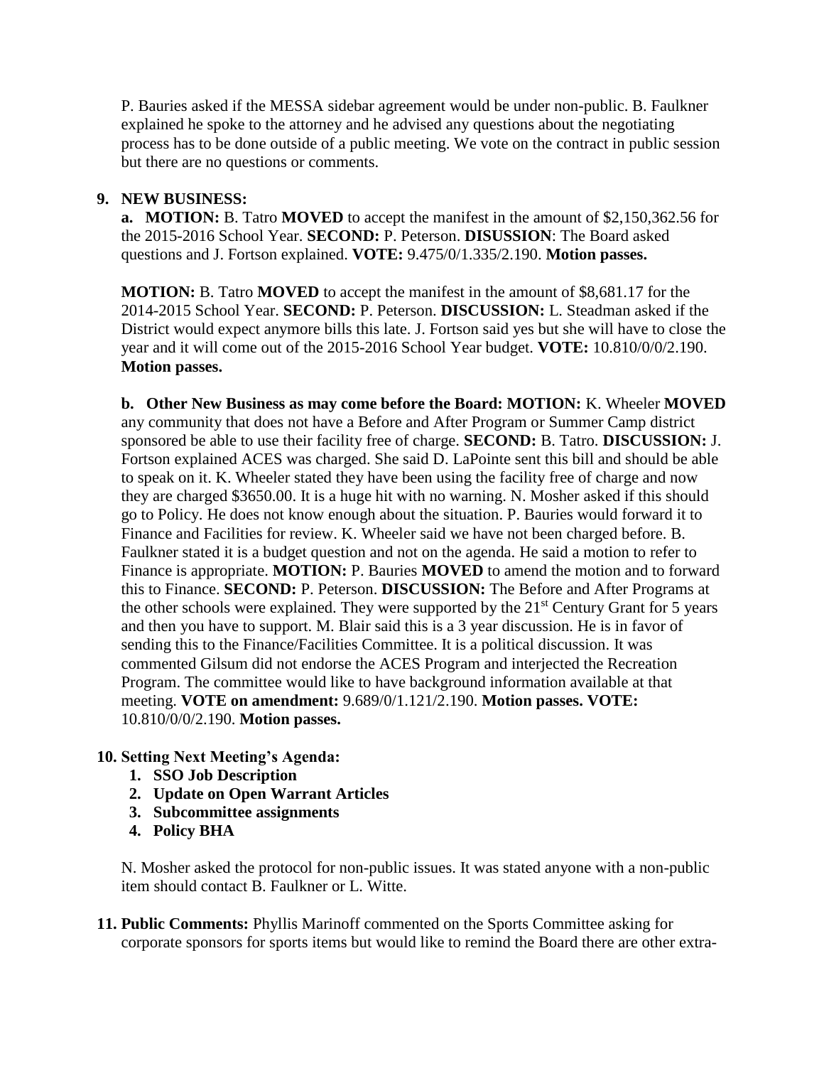P. Bauries asked if the MESSA sidebar agreement would be under non-public. B. Faulkner explained he spoke to the attorney and he advised any questions about the negotiating process has to be done outside of a public meeting. We vote on the contract in public session but there are no questions or comments.

**9. NEW BUSINESS:**

**a. MOTION:** B. Tatro **MOVED** to accept the manifest in the amount of $2,150,362.56 for the 2015-2016 School Year. **SECOND:** P. Peterson. **DISUSSION**: The Board asked questions and J. Fortson explained. **VOTE:** 9.475/0/1.335/2.190. **Motion passes.**

**MOTION:** B. Tatro **MOVED** to accept the manifest in the amount of $8,681.17 for the 2014-2015 School Year. **SECOND:** P. Peterson. **DISCUSSION:** L. Steadman asked if the District would expect anymore bills this late. J. Fortson said yes but she will have to close the year and it will come out of the 2015-2016 School Year budget. **VOTE:** 10.810/0/0/2.190. **Motion passes.**

**b. Other New Business as may come before the Board: MOTION:** K. Wheeler **MOVED** any community that does not have a Before and After Program or Summer Camp district sponsored be able to use their facility free of charge. **SECOND:** B. Tatro. **DISCUSSION:** J. Fortson explained ACES was charged. She said D. LaPointe sent this bill and should be able to speak on it. K. Wheeler stated they have been using the facility free of charge and now they are charged $3650.00. It is a huge hit with no warning. N. Mosher asked if this should go to Policy. He does not know enough about the situation. P. Bauries would forward it to Finance and Facilities for review. K. Wheeler said we have not been charged before. B. Faulkner stated it is a budget question and not on the agenda. He said a motion to refer to Finance is appropriate. **MOTION:** P. Bauries **MOVED** to amend the motion and to forward this to Finance. **SECOND:** P. Peterson. **DISCUSSION:** The Before and After Programs at the other schools were explained. They were supported by the 21st Century Grant for 5 years and then you have to support. M. Blair said this is a 3 year discussion. He is in favor of sending this to the Finance/Facilities Committee. It is a political discussion. It was commented Gilsum did not endorse the ACES Program and interjected the Recreation Program. The committee would like to have background information available at that meeting. **VOTE on amendment:** 9.689/0/1.121/2.190. **Motion passes. VOTE:** 10.810/0/0/2.190. **Motion passes.**

**10. Setting Next Meeting's Agenda:**

1. **SSO Job Description**
2. **Update on Open Warrant Articles**
3. **Subcommittee assignments**
4. **Policy BHA**

N. Mosher asked the protocol for non-public issues. It was stated anyone with a non-public item should contact B. Faulkner or L. Witte.

**11. Public Comments:** Phyllis Marinoff commented on the Sports Committee asking for corporate sponsors for sports items but would like to remind the Board there are other extra-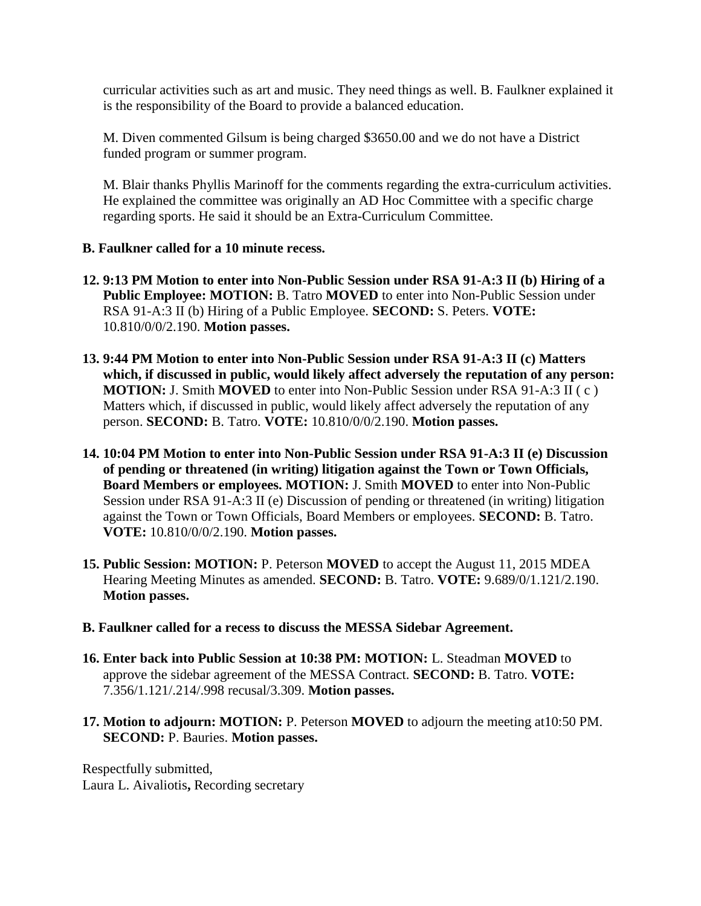curricular activities such as art and music. They need things as well. B. Faulkner explained it is the responsibility of the Board to provide a balanced education.

M. Diven commented Gilsum is being charged $3650.00 and we do not have a District funded program or summer program.

M. Blair thanks Phyllis Marinoff for the comments regarding the extra-curriculum activities. He explained the committee was originally an AD Hoc Committee with a specific charge regarding sports. He said it should be an Extra-Curriculum Committee.

**B. Faulkner called for a 10 minute recess.**

12. **9:13 PM Motion to enter into Non-Public Session under RSA 91-A:3 II (b) Hiring of a Public Employee: MOTION:** B. Tatro **MOVED** to enter into Non-Public Session under RSA 91-A:3 II (b) Hiring of a Public Employee. **SECOND:** S. Peters. **VOTE:** 10.810/0/0/2.190. **Motion passes.**

13. **9:44 PM Motion to enter into Non-Public Session under RSA 91-A:3 II (c) Matters which, if discussed in public, would likely affect adversely the reputation of any person: MOTION:** J. Smith **MOVED** to enter into Non-Public Session under RSA 91-A:3 II ( c ) Matters which, if discussed in public, would likely affect adversely the reputation of any person. **SECOND:** B. Tatro. **VOTE:** 10.810/0/0/2.190. **Motion passes.**

14. **10:04 PM Motion to enter into Non-Public Session under RSA 91-A:3 II (e) Discussion of pending or threatened (in writing) litigation against the Town or Town Officials, Board Members or employees. MOTION:** J. Smith **MOVED** to enter into Non-Public Session under RSA 91-A:3 II (e) Discussion of pending or threatened (in writing) litigation against the Town or Town Officials, Board Members or employees. **SECOND:** B. Tatro. **VOTE:** 10.810/0/0/2.190. **Motion passes.**

15. **Public Session: MOTION:** P. Peterson **MOVED** to accept the August 11, 2015 MDEA Hearing Meeting Minutes as amended. **SECOND:** B. Tatro. **VOTE:** 9.689/0/1.121/2.190. **Motion passes.**

**B. Faulkner called for a recess to discuss the MESSA Sidebar Agreement.**

16. **Enter back into Public Session at 10:38 PM: MOTION:** L. Steadman **MOVED** to approve the sidebar agreement of the MESSA Contract. **SECOND:** B. Tatro. **VOTE:** 7.356/1.121/.214/.998 recusal/3.309. **Motion passes.**

17. **Motion to adjourn: MOTION:** P. Peterson **MOVED** to adjourn the meeting at10:50 PM. **SECOND:** P. Bauries. **Motion passes.**

Respectfully submitted,
Laura L. Aivaliotis**,** Recording secretary